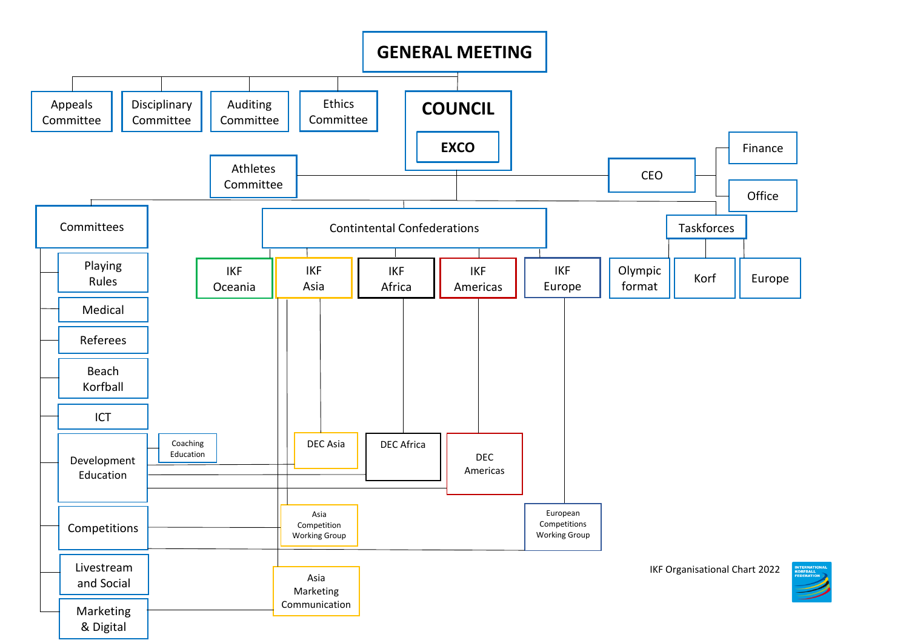# GENERAL MEETING

- Appeals Committee
- Disciplinary Committee
- Auditing Committee
- Ethics Committee
- **COUNCIL**
  - **EXCO**

- Athletes Committee
- CEO
  - Finance
  - Office

## Committees

- Playing Rules
- Medical
- Referees
- Beach Korfball
- ICT
- Development Education
  - Coaching Education
- Competitions
- Livestream and Social
- Marketing & Digital

## Contintental Confederations

- IKF Oceania
- IKF Asia
  - DEC Asia
  - Asia Competition Working Group
  - Asia Marketing Communication
- IKF Africa
  - DEC Africa
- IKF Americas
  - DEC Americas
- IKF Europe
  - European Competitions Working Group

## Taskforces

- Olympic format
- Korf
- Europe

IKF Organisational Chart 2022

INTERNATIONAL KORFBALL FEDERATION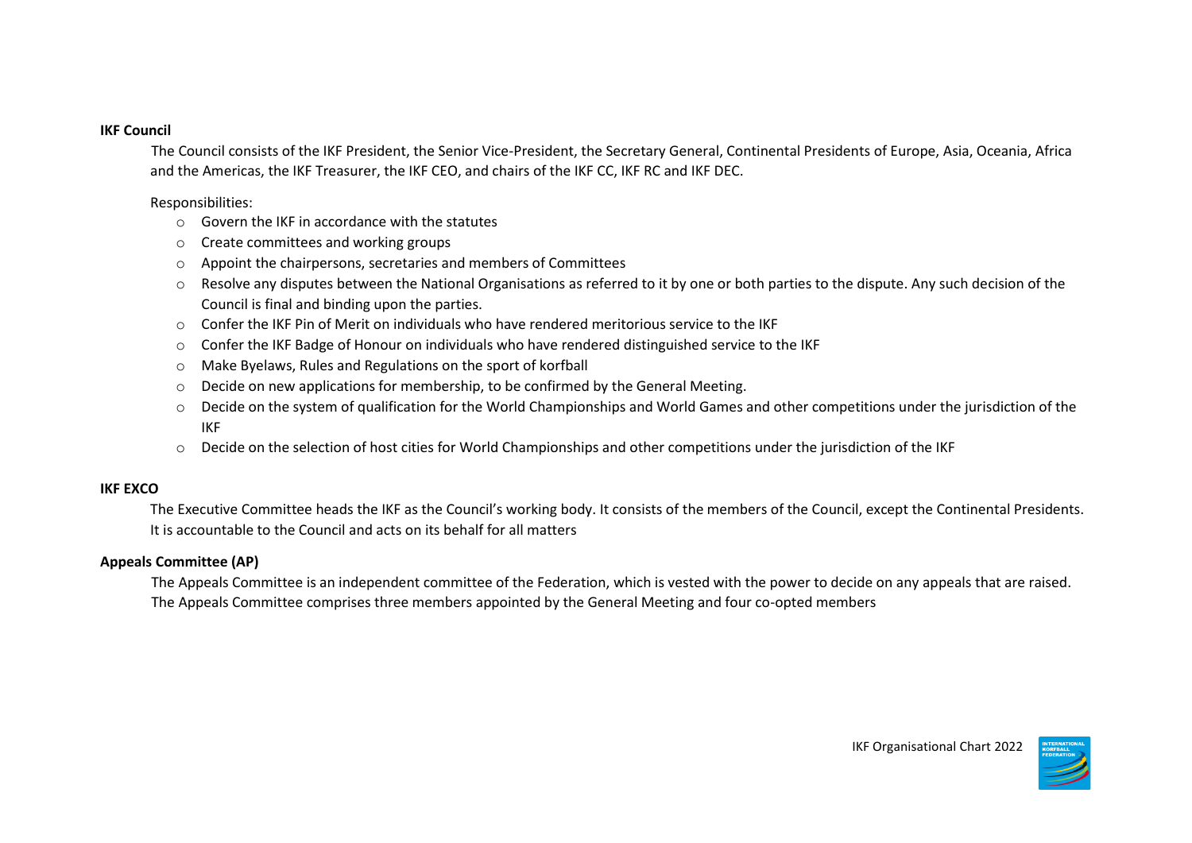**IKF Council**

The Council consists of the IKF President, the Senior Vice-President, the Secretary General, Continental Presidents of Europe, Asia, Oceania, Africa and the Americas, the IKF Treasurer, the IKF CEO, and chairs of the IKF CC, IKF RC and IKF DEC.

Responsibilities:

- Govern the IKF in accordance with the statutes
- Create committees and working groups
- Appoint the chairpersons, secretaries and members of Committees
- Resolve any disputes between the National Organisations as referred to it by one or both parties to the dispute. Any such decision of the Council is final and binding upon the parties.
- Confer the IKF Pin of Merit on individuals who have rendered meritorious service to the IKF
- Confer the IKF Badge of Honour on individuals who have rendered distinguished service to the IKF
- Make Byelaws, Rules and Regulations on the sport of korfball
- Decide on new applications for membership, to be confirmed by the General Meeting.
- Decide on the system of qualification for the World Championships and World Games and other competitions under the jurisdiction of the IKF
- Decide on the selection of host cities for World Championships and other competitions under the jurisdiction of the IKF

**IKF EXCO**

The Executive Committee heads the IKF as the Council's working body. It consists of the members of the Council, except the Continental Presidents. It is accountable to the Council and acts on its behalf for all matters

**Appeals Committee (AP)**

The Appeals Committee is an independent committee of the Federation, which is vested with the power to decide on any appeals that are raised. The Appeals Committee comprises three members appointed by the General Meeting and four co-opted members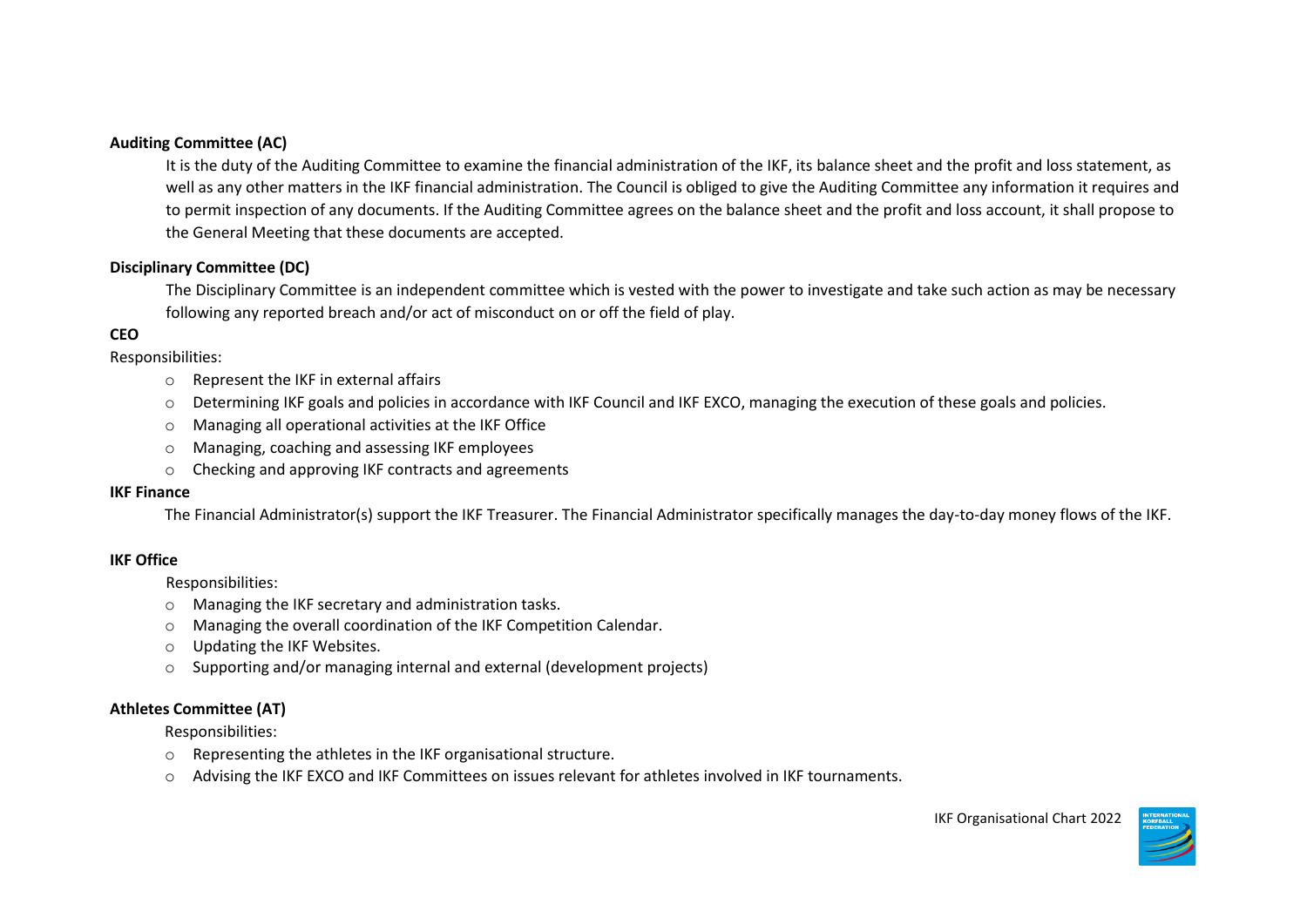**Auditing Committee (AC)**

It is the duty of the Auditing Committee to examine the financial administration of the IKF, its balance sheet and the profit and loss statement, as well as any other matters in the IKF financial administration. The Council is obliged to give the Auditing Committee any information it requires and to permit inspection of any documents. If the Auditing Committee agrees on the balance sheet and the profit and loss account, it shall propose to the General Meeting that these documents are accepted.

**Disciplinary Committee (DC)**

The Disciplinary Committee is an independent committee which is vested with the power to investigate and take such action as may be necessary following any reported breach and/or act of misconduct on or off the field of play.

**CEO**

Responsibilities:

- Represent the IKF in external affairs
- Determining IKF goals and policies in accordance with IKF Council and IKF EXCO, managing the execution of these goals and policies.
- Managing all operational activities at the IKF Office
- Managing, coaching and assessing IKF employees
- Checking and approving IKF contracts and agreements

**IKF Finance**

The Financial Administrator(s) support the IKF Treasurer. The Financial Administrator specifically manages the day-to-day money flows of the IKF.

**IKF Office**

Responsibilities:

- Managing the IKF secretary and administration tasks.
- Managing the overall coordination of the IKF Competition Calendar.
- Updating the IKF Websites.
- Supporting and/or managing internal and external (development projects)

**Athletes Committee (AT)**

Responsibilities:

- Representing the athletes in the IKF organisational structure.
- Advising the IKF EXCO and IKF Committees on issues relevant for athletes involved in IKF tournaments.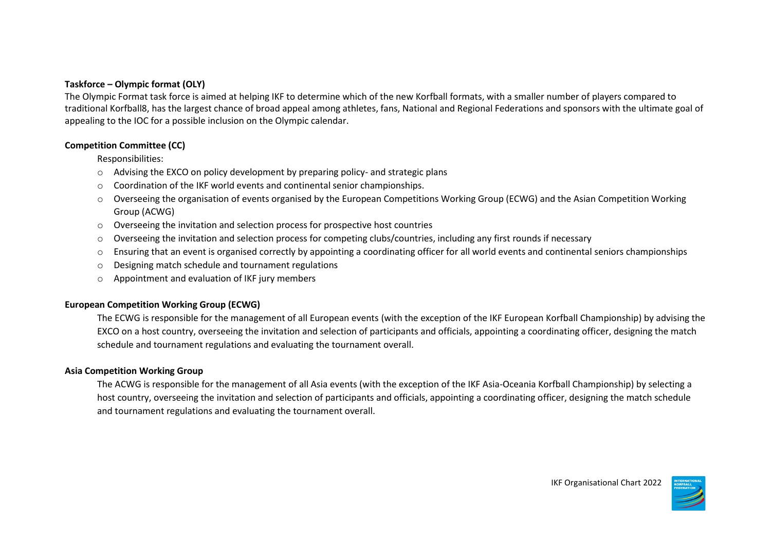**Taskforce – Olympic format (OLY)**

The Olympic Format task force is aimed at helping IKF to determine which of the new Korfball formats, with a smaller number of players compared to traditional Korfball8, has the largest chance of broad appeal among athletes, fans, National and Regional Federations and sponsors with the ultimate goal of appealing to the IOC for a possible inclusion on the Olympic calendar.

**Competition Committee (CC)**

Responsibilities:

- Advising the EXCO on policy development by preparing policy- and strategic plans
- Coordination of the IKF world events and continental senior championships.
- Overseeing the organisation of events organised by the European Competitions Working Group (ECWG) and the Asian Competition Working Group (ACWG)
- Overseeing the invitation and selection process for prospective host countries
- Overseeing the invitation and selection process for competing clubs/countries, including any first rounds if necessary
- Ensuring that an event is organised correctly by appointing a coordinating officer for all world events and continental seniors championships
- Designing match schedule and tournament regulations
- Appointment and evaluation of IKF jury members

**European Competition Working Group (ECWG)**

The ECWG is responsible for the management of all European events (with the exception of the IKF European Korfball Championship) by advising the EXCO on a host country, overseeing the invitation and selection of participants and officials, appointing a coordinating officer, designing the match schedule and tournament regulations and evaluating the tournament overall.

**Asia Competition Working Group**

The ACWG is responsible for the management of all Asia events (with the exception of the IKF Asia-Oceania Korfball Championship) by selecting a host country, overseeing the invitation and selection of participants and officials, appointing a coordinating officer, designing the match schedule and tournament regulations and evaluating the tournament overall.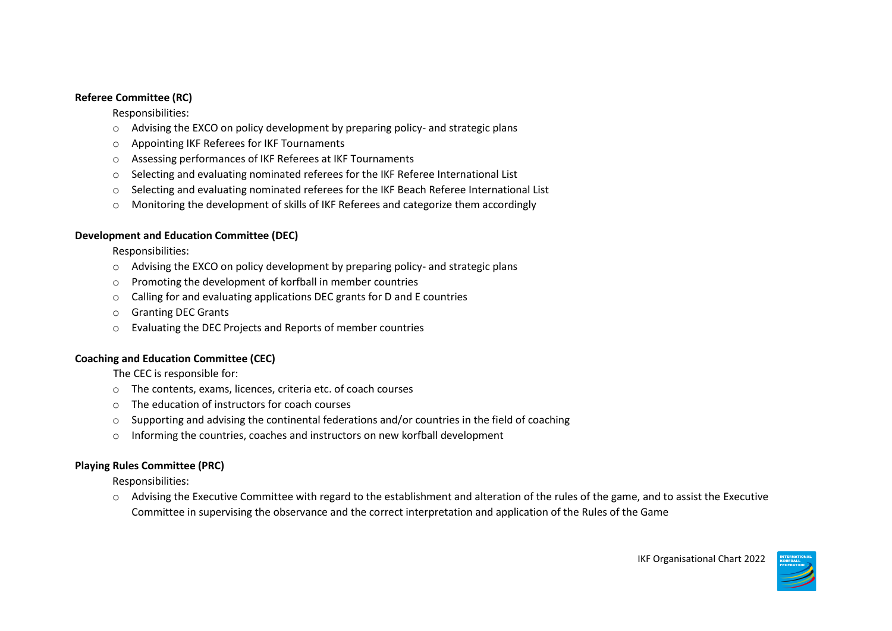**Referee Committee (RC)**

Responsibilities:

- Advising the EXCO on policy development by preparing policy- and strategic plans
- Appointing IKF Referees for IKF Tournaments
- Assessing performances of IKF Referees at IKF Tournaments
- Selecting and evaluating nominated referees for the IKF Referee International List
- Selecting and evaluating nominated referees for the IKF Beach Referee International List
- Monitoring the development of skills of IKF Referees and categorize them accordingly

**Development and Education Committee (DEC)**

Responsibilities:

- Advising the EXCO on policy development by preparing policy- and strategic plans
- Promoting the development of korfball in member countries
- Calling for and evaluating applications DEC grants for D and E countries
- Granting DEC Grants
- Evaluating the DEC Projects and Reports of member countries

**Coaching and Education Committee (CEC)**

The CEC is responsible for:

- The contents, exams, licences, criteria etc. of coach courses
- The education of instructors for coach courses
- Supporting and advising the continental federations and/or countries in the field of coaching
- Informing the countries, coaches and instructors on new korfball development

**Playing Rules Committee (PRC)**

Responsibilities:

- Advising the Executive Committee with regard to the establishment and alteration of the rules of the game, and to assist the Executive Committee in supervising the observance and the correct interpretation and application of the Rules of the Game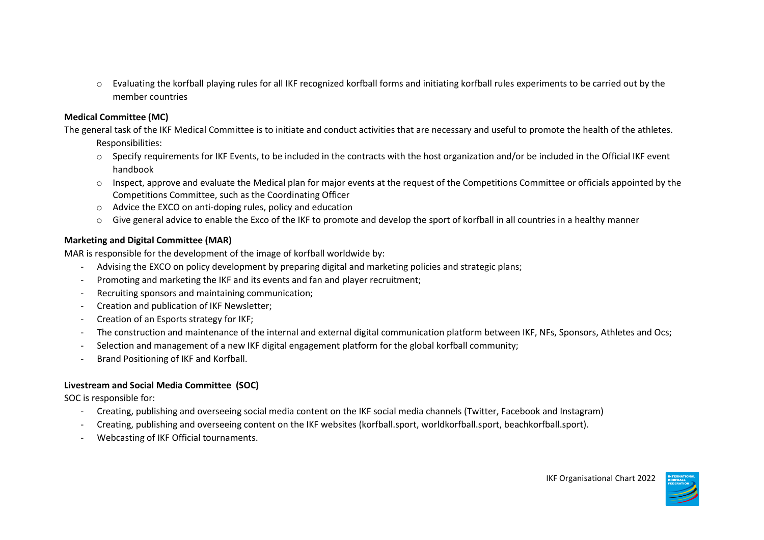- Evaluating the korfball playing rules for all IKF recognized korfball forms and initiating korfball rules experiments to be carried out by the member countries

**Medical Committee (MC)**

The general task of the IKF Medical Committee is to initiate and conduct activities that are necessary and useful to promote the health of the athletes.

Responsibilities:

- Specify requirements for IKF Events, to be included in the contracts with the host organization and/or be included in the Official IKF event handbook
- Inspect, approve and evaluate the Medical plan for major events at the request of the Competitions Committee or officials appointed by the Competitions Committee, such as the Coordinating Officer
- Advice the EXCO on anti-doping rules, policy and education
- Give general advice to enable the Exco of the IKF to promote and develop the sport of korfball in all countries in a healthy manner

**Marketing and Digital Committee (MAR)**

MAR is responsible for the development of the image of korfball worldwide by:

- Advising the EXCO on policy development by preparing digital and marketing policies and strategic plans;
- Promoting and marketing the IKF and its events and fan and player recruitment;
- Recruiting sponsors and maintaining communication;
- Creation and publication of IKF Newsletter;
- Creation of an Esports strategy for IKF;
- The construction and maintenance of the internal and external digital communication platform between IKF, NFs, Sponsors, Athletes and Ocs;
- Selection and management of a new IKF digital engagement platform for the global korfball community;
- Brand Positioning of IKF and Korfball.

**Livestream and Social Media Committee (SOC)**

SOC is responsible for:

- Creating, publishing and overseeing social media content on the IKF social media channels (Twitter, Facebook and Instagram)
- Creating, publishing and overseeing content on the IKF websites (korfball.sport, worldkorfball.sport, beachkorfball.sport).
- Webcasting of IKF Official tournaments.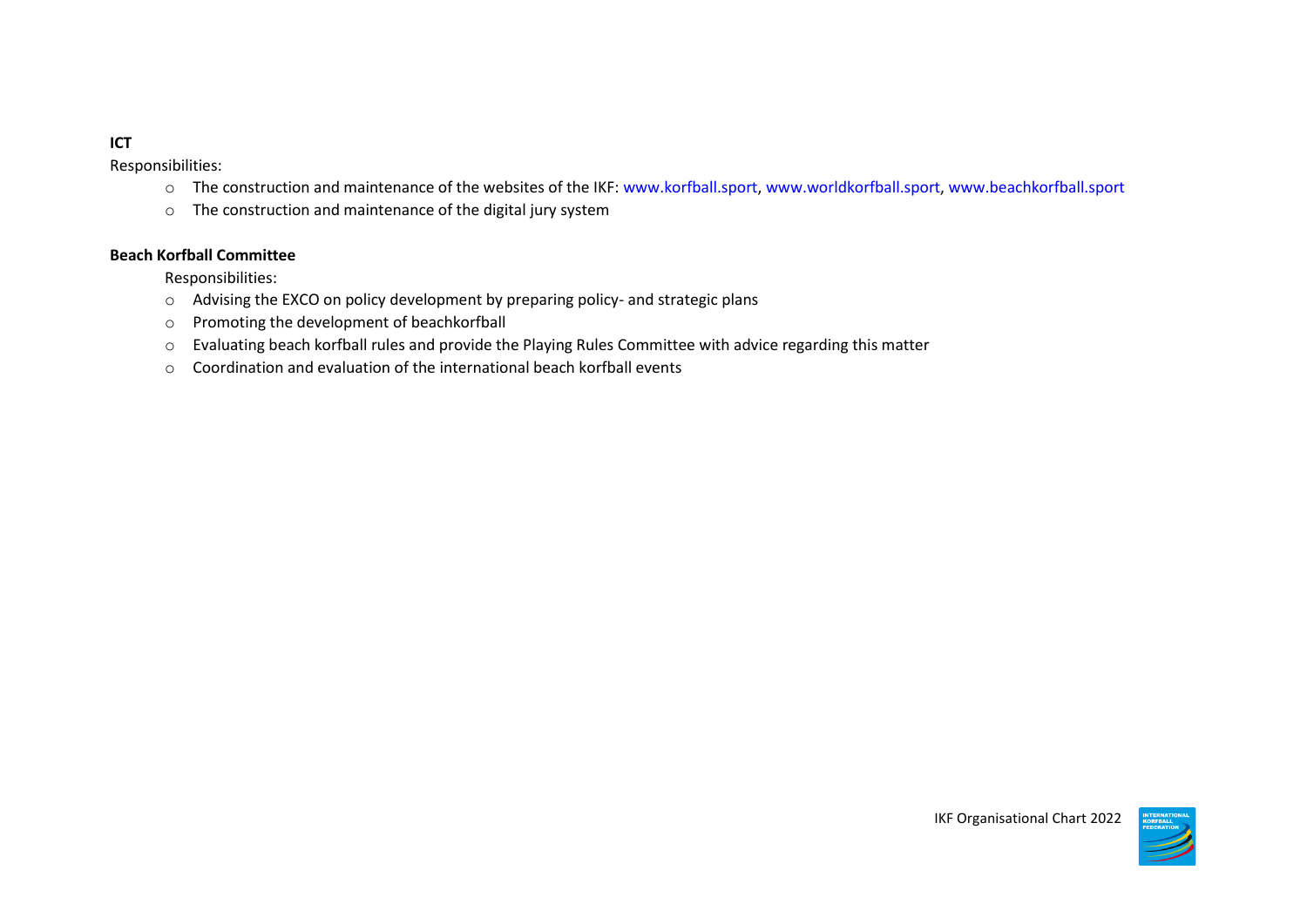**ICT**

Responsibilities:

- The construction and maintenance of the websites of the IKF: www.korfball.sport, www.worldkorfball.sport, www.beachkorfball.sport
- The construction and maintenance of the digital jury system

**Beach Korfball Committee**

Responsibilities:

- Advising the EXCO on policy development by preparing policy- and strategic plans
- Promoting the development of beachkorfball
- Evaluating beach korfball rules and provide the Playing Rules Committee with advice regarding this matter
- Coordination and evaluation of the international beach korfball events